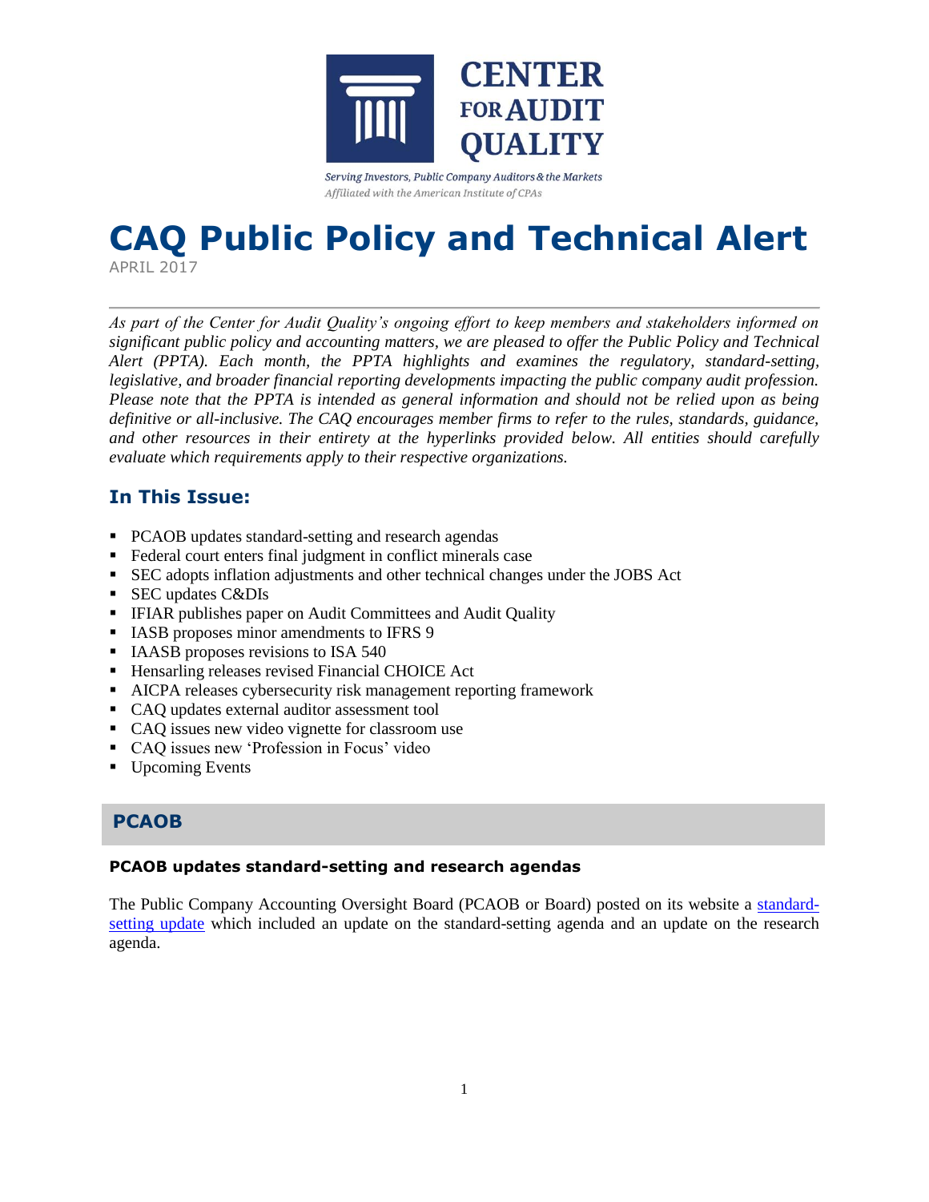CENTER FOR AUDIT QUALITY

*Serving Investors, Public Company Auditors & the Markets*
*Affiliated with the American Institute of CPAs*

# CAQ Public Policy and Technical Alert

APRIL 2017

---

*As part of the Center for Audit Quality's ongoing effort to keep members and stakeholders informed on significant public policy and accounting matters, we are pleased to offer the Public Policy and Technical Alert (PPTA). Each month, the PPTA highlights and examines the regulatory, standard-setting, legislative, and broader financial reporting developments impacting the public company audit profession. Please note that the PPTA is intended as general information and should not be relied upon as being definitive or all-inclusive. The CAQ encourages member firms to refer to the rules, standards, guidance, and other resources in their entirety at the hyperlinks provided below. All entities should carefully evaluate which requirements apply to their respective organizations.*

## In This Issue:

- PCAOB updates standard-setting and research agendas
- Federal court enters final judgment in conflict minerals case
- SEC adopts inflation adjustments and other technical changes under the JOBS Act
- SEC updates C&DIs
- IFIAR publishes paper on Audit Committees and Audit Quality
- IASB proposes minor amendments to IFRS 9
- IAASB proposes revisions to ISA 540
- Hensarling releases revised Financial CHOICE Act
- AICPA releases cybersecurity risk management reporting framework
- CAQ updates external auditor assessment tool
- CAQ issues new video vignette for classroom use
- CAQ issues new 'Profession in Focus' video
- Upcoming Events

## PCAOB

### PCAOB updates standard-setting and research agendas

The Public Company Accounting Oversight Board (PCAOB or Board) posted on its website a standard-setting update which included an update on the standard-setting agenda and an update on the research agenda.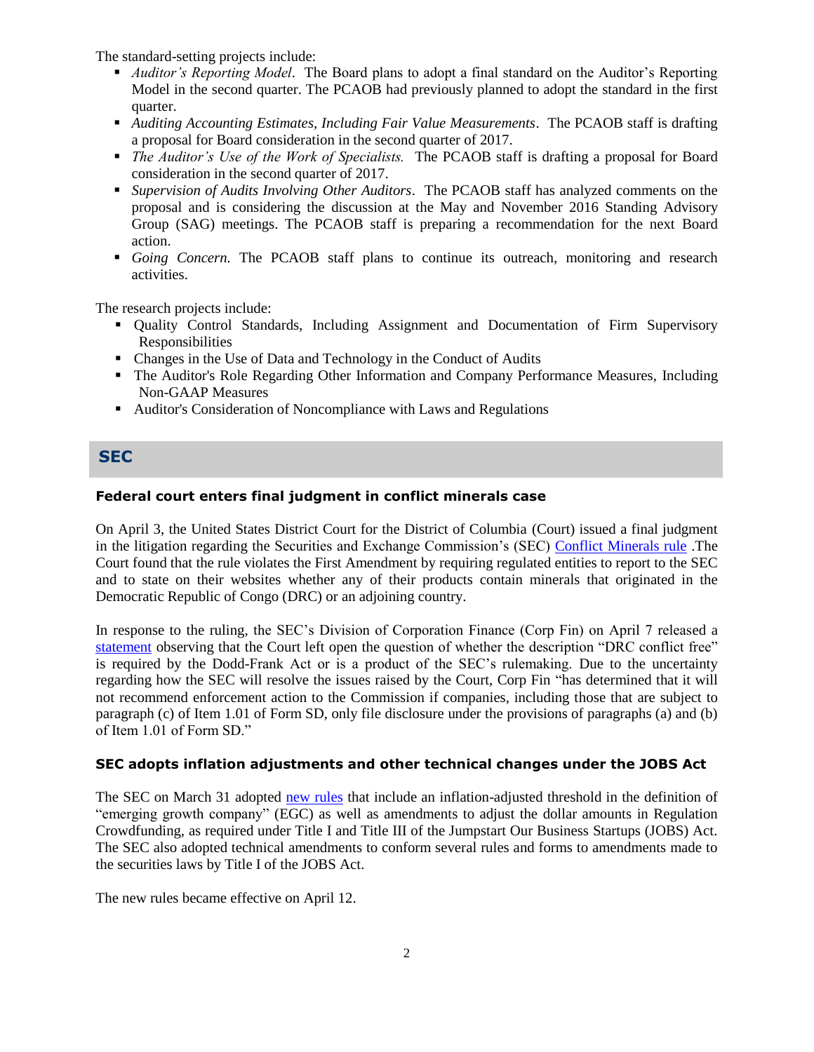The standard-setting projects include:

- *Auditor's Reporting Model*. The Board plans to adopt a final standard on the Auditor's Reporting Model in the second quarter. The PCAOB had previously planned to adopt the standard in the first quarter.
- *Auditing Accounting Estimates, Including Fair Value Measurements*. The PCAOB staff is drafting a proposal for Board consideration in the second quarter of 2017.
- *The Auditor's Use of the Work of Specialists.* The PCAOB staff is drafting a proposal for Board consideration in the second quarter of 2017.
- *Supervision of Audits Involving Other Auditors*. The PCAOB staff has analyzed comments on the proposal and is considering the discussion at the May and November 2016 Standing Advisory Group (SAG) meetings. The PCAOB staff is preparing a recommendation for the next Board action.
- *Going Concern.* The PCAOB staff plans to continue its outreach, monitoring and research activities.

The research projects include:

- Quality Control Standards, Including Assignment and Documentation of Firm Supervisory Responsibilities
- Changes in the Use of Data and Technology in the Conduct of Audits
- The Auditor's Role Regarding Other Information and Company Performance Measures, Including Non-GAAP Measures
- Auditor's Consideration of Noncompliance with Laws and Regulations

## SEC

### Federal court enters final judgment in conflict minerals case

On April 3, the United States District Court for the District of Columbia (Court) issued a final judgment in the litigation regarding the Securities and Exchange Commission's (SEC) Conflict Minerals rule .The Court found that the rule violates the First Amendment by requiring regulated entities to report to the SEC and to state on their websites whether any of their products contain minerals that originated in the Democratic Republic of Congo (DRC) or an adjoining country.

In response to the ruling, the SEC's Division of Corporation Finance (Corp Fin) on April 7 released a statement observing that the Court left open the question of whether the description "DRC conflict free" is required by the Dodd-Frank Act or is a product of the SEC's rulemaking. Due to the uncertainty regarding how the SEC will resolve the issues raised by the Court, Corp Fin "has determined that it will not recommend enforcement action to the Commission if companies, including those that are subject to paragraph (c) of Item 1.01 of Form SD, only file disclosure under the provisions of paragraphs (a) and (b) of Item 1.01 of Form SD."

### SEC adopts inflation adjustments and other technical changes under the JOBS Act

The SEC on March 31 adopted new rules that include an inflation-adjusted threshold in the definition of "emerging growth company" (EGC) as well as amendments to adjust the dollar amounts in Regulation Crowdfunding, as required under Title I and Title III of the Jumpstart Our Business Startups (JOBS) Act. The SEC also adopted technical amendments to conform several rules and forms to amendments made to the securities laws by Title I of the JOBS Act.

The new rules became effective on April 12.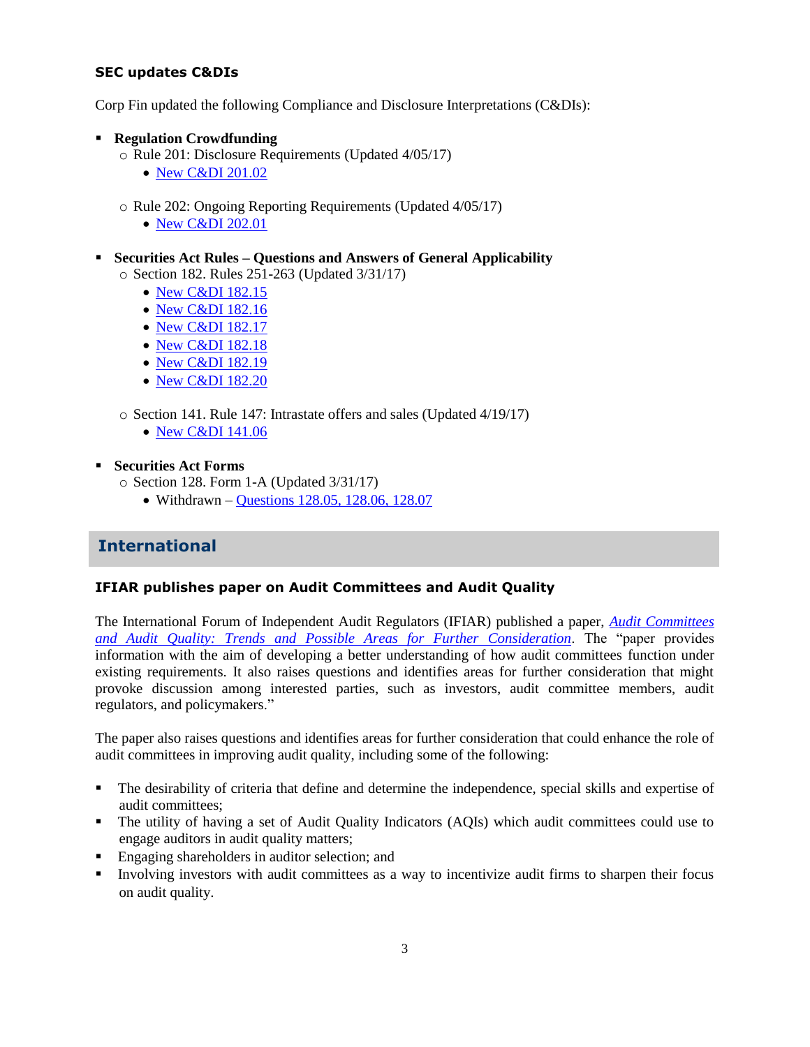### SEC updates C&DIs

Corp Fin updated the following Compliance and Disclosure Interpretations (C&DIs):

- **Regulation Crowdfunding**
  - Rule 201: Disclosure Requirements (Updated 4/05/17)
    - New C&DI 201.02
  - Rule 202: Ongoing Reporting Requirements (Updated 4/05/17)
    - New C&DI 202.01
- **Securities Act Rules – Questions and Answers of General Applicability**
  - Section 182. Rules 251-263 (Updated 3/31/17)
    - New C&DI 182.15
    - New C&DI 182.16
    - New C&DI 182.17
    - New C&DI 182.18
    - New C&DI 182.19
    - New C&DI 182.20
  - Section 141. Rule 147: Intrastate offers and sales (Updated 4/19/17)
    - New C&DI 141.06
- **Securities Act Forms**
  - Section 128. Form 1-A (Updated 3/31/17)
    - Withdrawn – Questions 128.05, 128.06, 128.07

## International

### IFIAR publishes paper on Audit Committees and Audit Quality

The International Forum of Independent Audit Regulators (IFIAR) published a paper, *Audit Committees and Audit Quality: Trends and Possible Areas for Further Consideration*. The "paper provides information with the aim of developing a better understanding of how audit committees function under existing requirements. It also raises questions and identifies areas for further consideration that might provoke discussion among interested parties, such as investors, audit committee members, audit regulators, and policymakers."

The paper also raises questions and identifies areas for further consideration that could enhance the role of audit committees in improving audit quality, including some of the following:

- The desirability of criteria that define and determine the independence, special skills and expertise of audit committees;
- The utility of having a set of Audit Quality Indicators (AQIs) which audit committees could use to engage auditors in audit quality matters;
- Engaging shareholders in auditor selection; and
- Involving investors with audit committees as a way to incentivize audit firms to sharpen their focus on audit quality.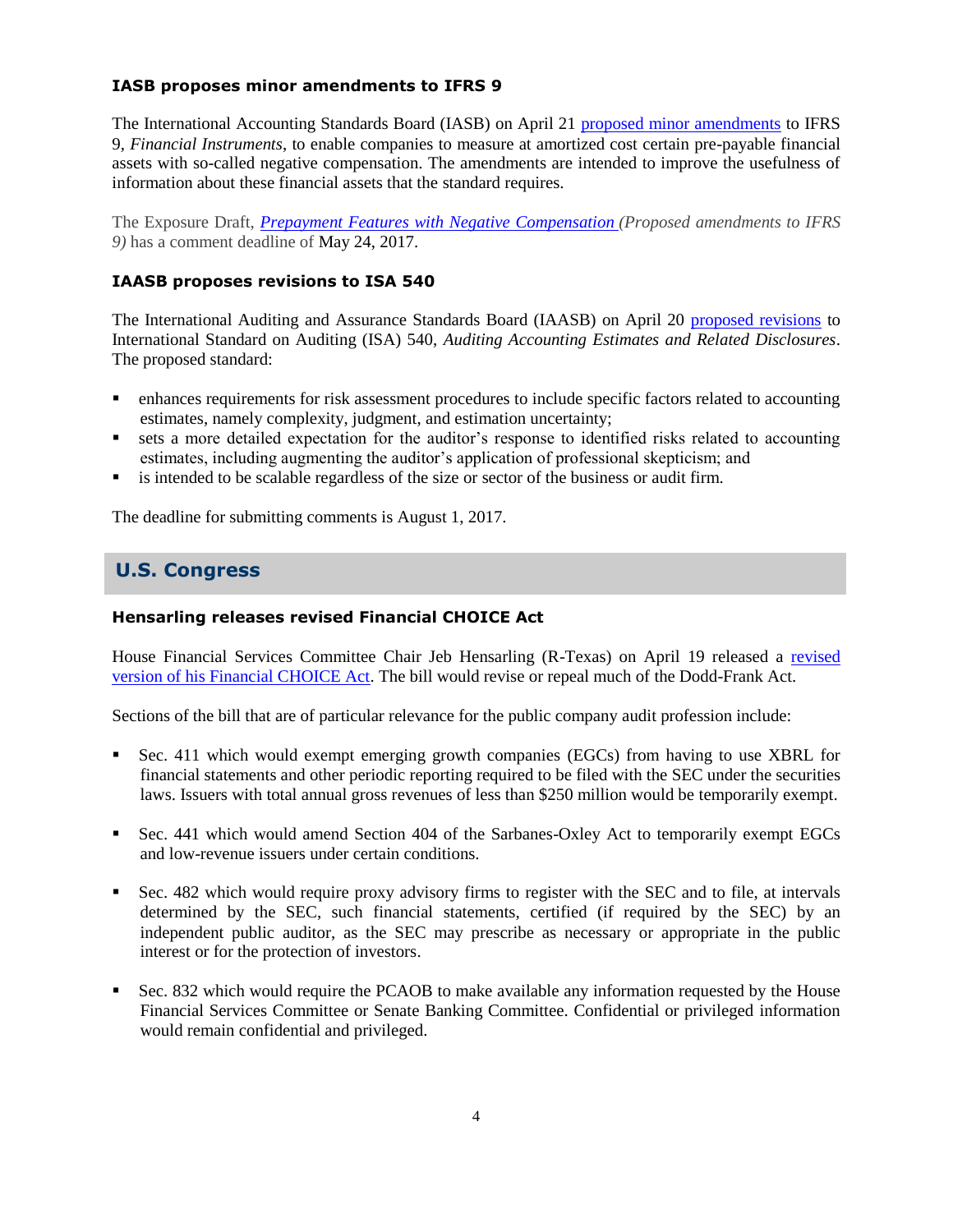### IASB proposes minor amendments to IFRS 9

The International Accounting Standards Board (IASB) on April 21 proposed minor amendments to IFRS 9, *Financial Instruments*, to enable companies to measure at amortized cost certain pre-payable financial assets with so-called negative compensation. The amendments are intended to improve the usefulness of information about these financial assets that the standard requires.

The Exposure Draft, *Prepayment Features with Negative Compensation* *(Proposed amendments to IFRS 9)* has a comment deadline of May 24, 2017.

### IAASB proposes revisions to ISA 540

The International Auditing and Assurance Standards Board (IAASB) on April 20 proposed revisions to International Standard on Auditing (ISA) 540, *Auditing Accounting Estimates and Related Disclosures*. The proposed standard:

- enhances requirements for risk assessment procedures to include specific factors related to accounting estimates, namely complexity, judgment, and estimation uncertainty;
- sets a more detailed expectation for the auditor's response to identified risks related to accounting estimates, including augmenting the auditor's application of professional skepticism; and
- is intended to be scalable regardless of the size or sector of the business or audit firm.

The deadline for submitting comments is August 1, 2017.

## U.S. Congress

### Hensarling releases revised Financial CHOICE Act

House Financial Services Committee Chair Jeb Hensarling (R-Texas) on April 19 released a revised version of his Financial CHOICE Act. The bill would revise or repeal much of the Dodd-Frank Act.

Sections of the bill that are of particular relevance for the public company audit profession include:

- Sec. 411 which would exempt emerging growth companies (EGCs) from having to use XBRL for financial statements and other periodic reporting required to be filed with the SEC under the securities laws. Issuers with total annual gross revenues of less than $250 million would be temporarily exempt.

- Sec. 441 which would amend Section 404 of the Sarbanes-Oxley Act to temporarily exempt EGCs and low-revenue issuers under certain conditions.

- Sec. 482 which would require proxy advisory firms to register with the SEC and to file, at intervals determined by the SEC, such financial statements, certified (if required by the SEC) by an independent public auditor, as the SEC may prescribe as necessary or appropriate in the public interest or for the protection of investors.

- Sec. 832 which would require the PCAOB to make available any information requested by the House Financial Services Committee or Senate Banking Committee. Confidential or privileged information would remain confidential and privileged.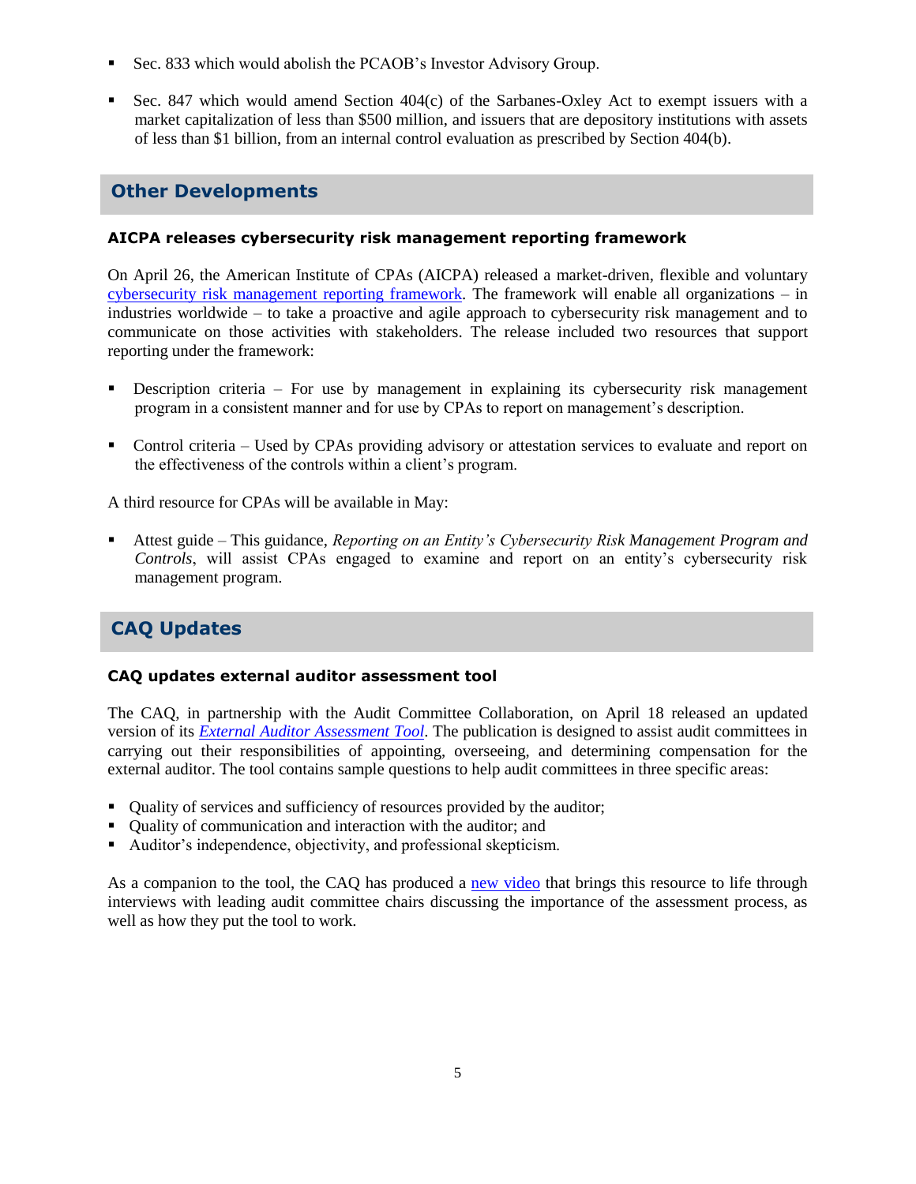- Sec. 833 which would abolish the PCAOB's Investor Advisory Group.
- Sec. 847 which would amend Section 404(c) of the Sarbanes-Oxley Act to exempt issuers with a market capitalization of less than $500 million, and issuers that are depository institutions with assets of less than $1 billion, from an internal control evaluation as prescribed by Section 404(b).

## Other Developments

### AICPA releases cybersecurity risk management reporting framework

On April 26, the American Institute of CPAs (AICPA) released a market-driven, flexible and voluntary cybersecurity risk management reporting framework. The framework will enable all organizations – in industries worldwide – to take a proactive and agile approach to cybersecurity risk management and to communicate on those activities with stakeholders. The release included two resources that support reporting under the framework:

- Description criteria – For use by management in explaining its cybersecurity risk management program in a consistent manner and for use by CPAs to report on management's description.
- Control criteria – Used by CPAs providing advisory or attestation services to evaluate and report on the effectiveness of the controls within a client's program.

A third resource for CPAs will be available in May:

- Attest guide – This guidance, *Reporting on an Entity's Cybersecurity Risk Management Program and Controls*, will assist CPAs engaged to examine and report on an entity's cybersecurity risk management program.

## CAQ Updates

### CAQ updates external auditor assessment tool

The CAQ, in partnership with the Audit Committee Collaboration, on April 18 released an updated version of its *External Auditor Assessment Tool*. The publication is designed to assist audit committees in carrying out their responsibilities of appointing, overseeing, and determining compensation for the external auditor. The tool contains sample questions to help audit committees in three specific areas:

- Quality of services and sufficiency of resources provided by the auditor;
- Quality of communication and interaction with the auditor; and
- Auditor's independence, objectivity, and professional skepticism.

As a companion to the tool, the CAQ has produced a new video that brings this resource to life through interviews with leading audit committee chairs discussing the importance of the assessment process, as well as how they put the tool to work.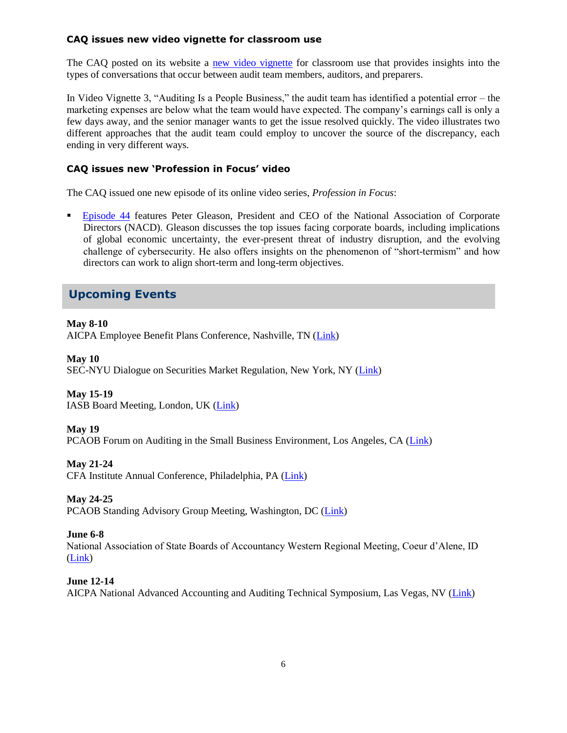### CAQ issues new video vignette for classroom use

The CAQ posted on its website a new video vignette for classroom use that provides insights into the types of conversations that occur between audit team members, auditors, and preparers.

In Video Vignette 3, "Auditing Is a People Business," the audit team has identified a potential error – the marketing expenses are below what the team would have expected. The company's earnings call is only a few days away, and the senior manager wants to get the issue resolved quickly. The video illustrates two different approaches that the audit team could employ to uncover the source of the discrepancy, each ending in very different ways.

### CAQ issues new 'Profession in Focus' video

The CAQ issued one new episode of its online video series, *Profession in Focus*:

- Episode 44 features Peter Gleason, President and CEO of the National Association of Corporate Directors (NACD). Gleason discusses the top issues facing corporate boards, including implications of global economic uncertainty, the ever-present threat of industry disruption, and the evolving challenge of cybersecurity. He also offers insights on the phenomenon of "short-termism" and how directors can work to align short-term and long-term objectives.

## Upcoming Events

**May 8-10**
AICPA Employee Benefit Plans Conference, Nashville, TN (Link)

**May 10**
SEC-NYU Dialogue on Securities Market Regulation, New York, NY (Link)

**May 15-19**
IASB Board Meeting, London, UK (Link)

**May 19**
PCAOB Forum on Auditing in the Small Business Environment, Los Angeles, CA (Link)

**May 21-24**
CFA Institute Annual Conference, Philadelphia, PA (Link)

**May 24-25**
PCAOB Standing Advisory Group Meeting, Washington, DC (Link)

**June 6-8**
National Association of State Boards of Accountancy Western Regional Meeting, Coeur d'Alene, ID (Link)

**June 12-14**
AICPA National Advanced Accounting and Auditing Technical Symposium, Las Vegas, NV (Link)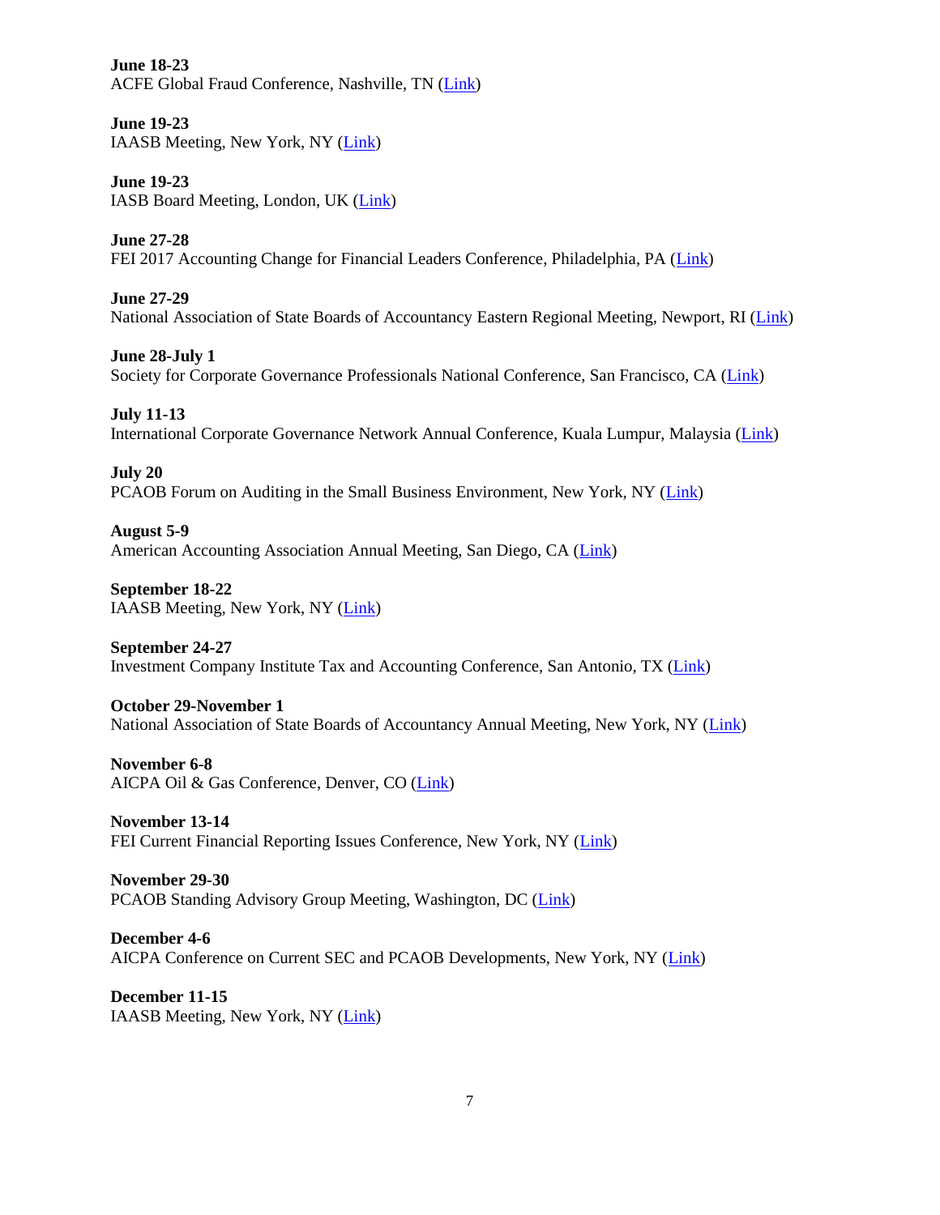**June 18-23**
ACFE Global Fraud Conference, Nashville, TN (Link)

**June 19-23**
IAASB Meeting, New York, NY (Link)

**June 19-23**
IASB Board Meeting, London, UK (Link)

**June 27-28**
FEI 2017 Accounting Change for Financial Leaders Conference, Philadelphia, PA (Link)

**June 27-29**
National Association of State Boards of Accountancy Eastern Regional Meeting, Newport, RI (Link)

**June 28-July 1**
Society for Corporate Governance Professionals National Conference, San Francisco, CA (Link)

**July 11-13**
International Corporate Governance Network Annual Conference, Kuala Lumpur, Malaysia (Link)

**July 20**
PCAOB Forum on Auditing in the Small Business Environment, New York, NY (Link)

**August 5-9**
American Accounting Association Annual Meeting, San Diego, CA (Link)

**September 18-22**
IAASB Meeting, New York, NY (Link)

**September 24-27**
Investment Company Institute Tax and Accounting Conference, San Antonio, TX (Link)

**October 29-November 1**
National Association of State Boards of Accountancy Annual Meeting, New York, NY (Link)

**November 6-8**
AICPA Oil & Gas Conference, Denver, CO (Link)

**November 13-14**
FEI Current Financial Reporting Issues Conference, New York, NY (Link)

**November 29-30**
PCAOB Standing Advisory Group Meeting, Washington, DC (Link)

**December 4-6**
AICPA Conference on Current SEC and PCAOB Developments, New York, NY (Link)

**December 11-15**
IAASB Meeting, New York, NY (Link)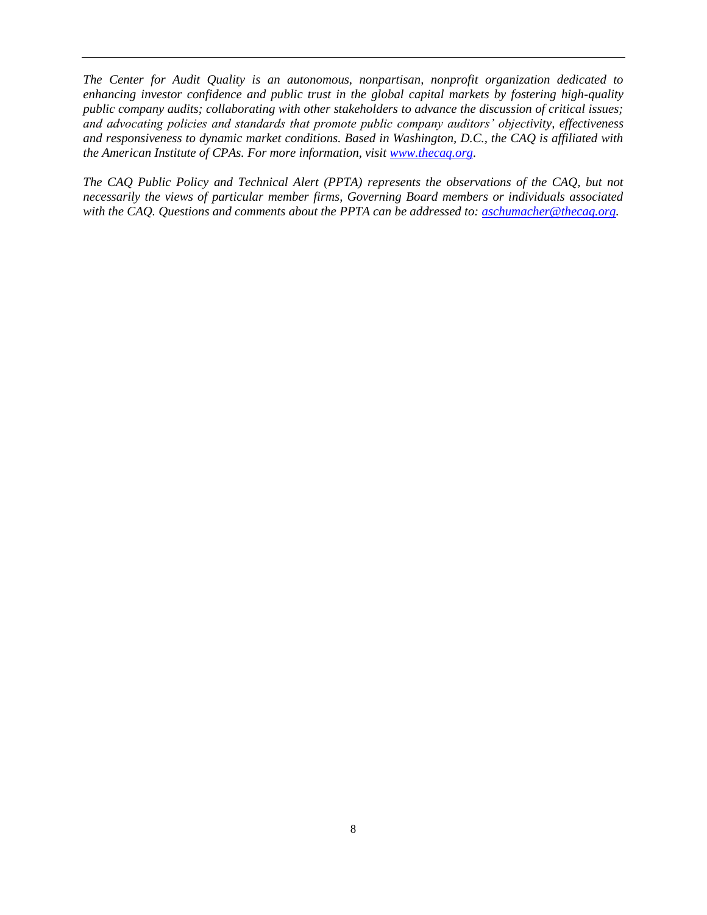---

*The Center for Audit Quality is an autonomous, nonpartisan, nonprofit organization dedicated to enhancing investor confidence and public trust in the global capital markets by fostering high-quality public company audits; collaborating with other stakeholders to advance the discussion of critical issues; and advocating policies and standards that promote public company auditors' objectivity, effectiveness and responsiveness to dynamic market conditions. Based in Washington, D.C., the CAQ is affiliated with the American Institute of CPAs. For more information, visit [www.thecaq.org](http://www.thecaq.org).*

*The CAQ Public Policy and Technical Alert (PPTA) represents the observations of the CAQ, but not necessarily the views of particular member firms, Governing Board members or individuals associated with the CAQ. Questions and comments about the PPTA can be addressed to: [aschumacher@thecaq.org](mailto:aschumacher@thecaq.org).*